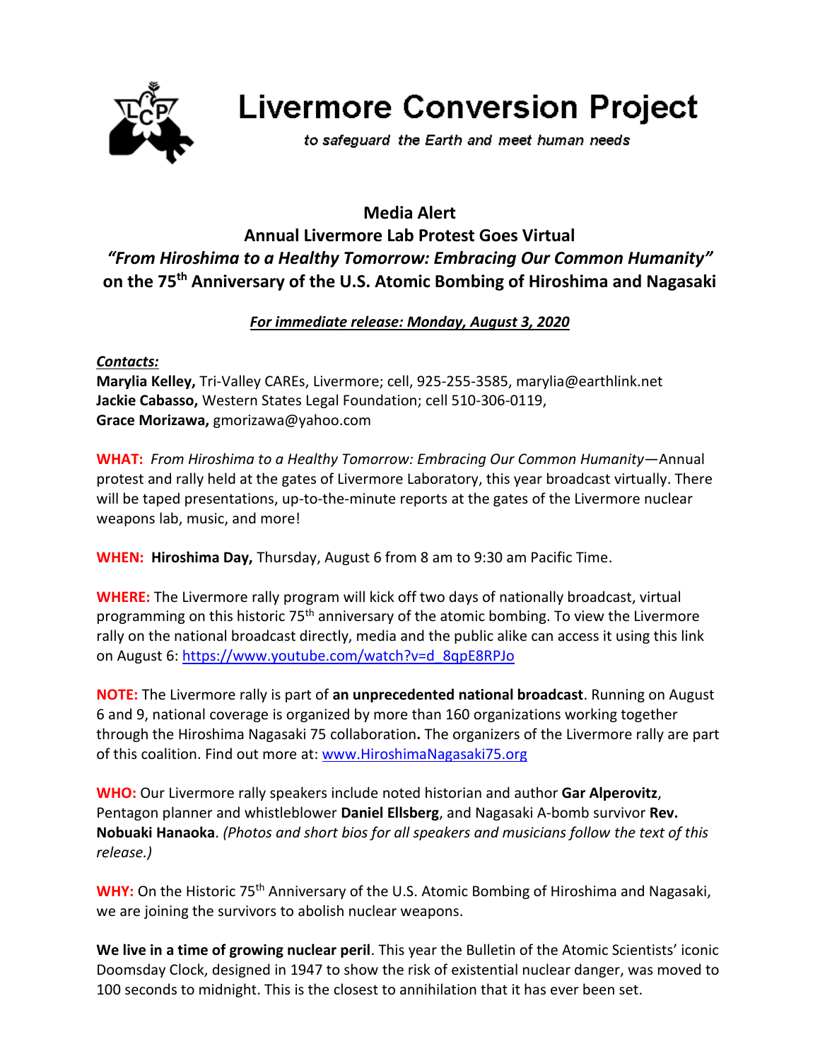# Livermore Conversion Project

*to safeguard the Earth and meet human needs*

## Media Alert

## Annual Livermore Lab Protest Goes Virtual

## *"From Hiroshima to a Healthy Tomorrow: Embracing Our Common Humanity"*

## on the 75th Anniversary of the U.S. Atomic Bombing of Hiroshima and Nagasaki

***For immediate release: Monday, August 3, 2020***

***Contacts:***

**Marylia Kelley,** Tri-Valley CAREs, Livermore; cell, 925-255-3585, marylia@earthlink.net
**Jackie Cabasso,** Western States Legal Foundation; cell 510-306-0119,
**Grace Morizawa,** gmorizawa@yahoo.com

**WHAT:** *From Hiroshima to a Healthy Tomorrow: Embracing Our Common Humanity*—Annual protest and rally held at the gates of Livermore Laboratory, this year broadcast virtually. There will be taped presentations, up-to-the-minute reports at the gates of the Livermore nuclear weapons lab, music, and more!

**WHEN:** **Hiroshima Day,** Thursday, August 6 from 8 am to 9:30 am Pacific Time.

**WHERE:** The Livermore rally program will kick off two days of nationally broadcast, virtual programming on this historic 75th anniversary of the atomic bombing. To view the Livermore rally on the national broadcast directly, media and the public alike can access it using this link on August 6: https://www.youtube.com/watch?v=d_8qpE8RPJo

**NOTE:** The Livermore rally is part of **an unprecedented national broadcast**. Running on August 6 and 9, national coverage is organized by more than 160 organizations working together through the Hiroshima Nagasaki 75 collaboration**.** The organizers of the Livermore rally are part of this coalition. Find out more at: www.HiroshimaNagasaki75.org

**WHO:** Our Livermore rally speakers include noted historian and author **Gar Alperovitz**, Pentagon planner and whistleblower **Daniel Ellsberg**, and Nagasaki A-bomb survivor **Rev. Nobuaki Hanaoka**. *(Photos and short bios for all speakers and musicians follow the text of this release.)*

**WHY:** On the Historic 75th Anniversary of the U.S. Atomic Bombing of Hiroshima and Nagasaki, we are joining the survivors to abolish nuclear weapons.

**We live in a time of growing nuclear peril**. This year the Bulletin of the Atomic Scientists' iconic Doomsday Clock, designed in 1947 to show the risk of existential nuclear danger, was moved to 100 seconds to midnight. This is the closest to annihilation that it has ever been set.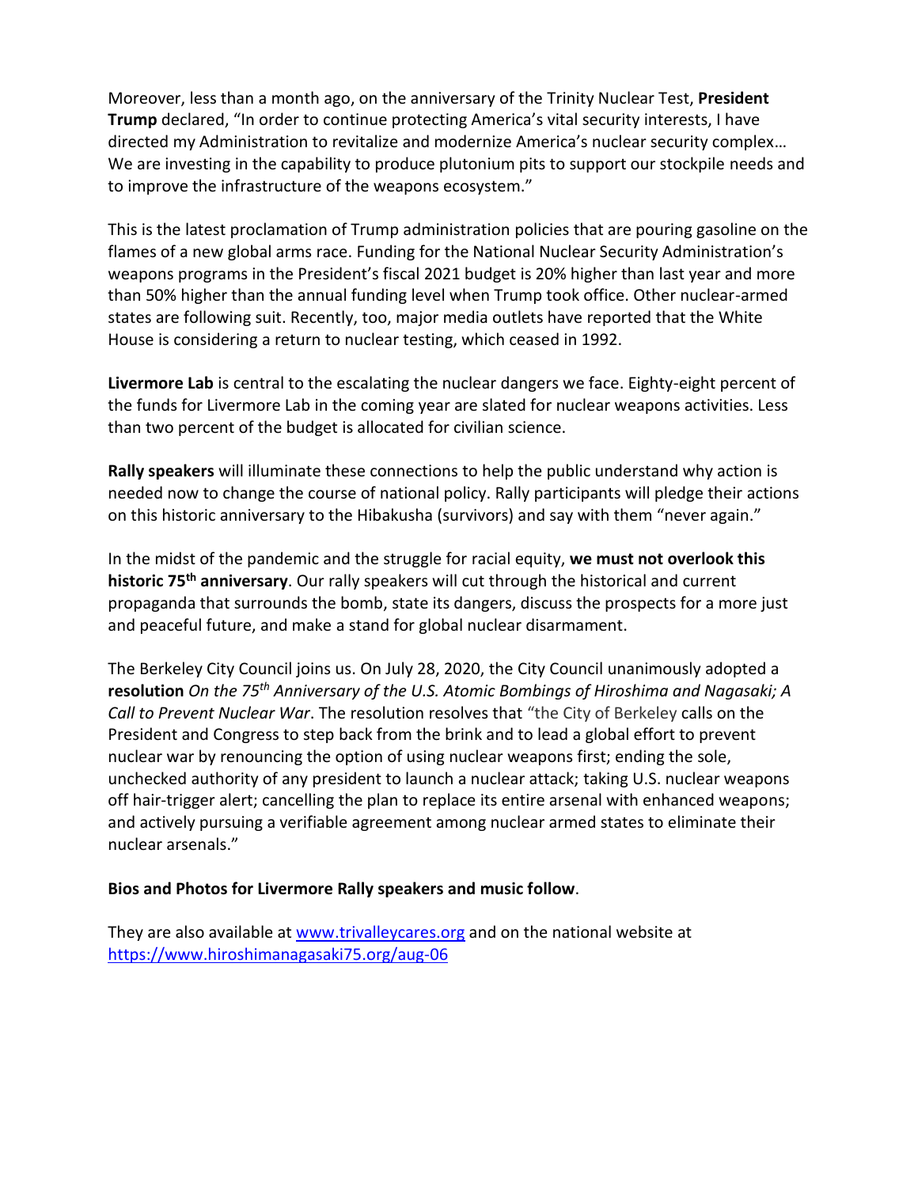Moreover, less than a month ago, on the anniversary of the Trinity Nuclear Test, **President Trump** declared, "In order to continue protecting America's vital security interests, I have directed my Administration to revitalize and modernize America's nuclear security complex… We are investing in the capability to produce plutonium pits to support our stockpile needs and to improve the infrastructure of the weapons ecosystem."

This is the latest proclamation of Trump administration policies that are pouring gasoline on the flames of a new global arms race. Funding for the National Nuclear Security Administration's weapons programs in the President's fiscal 2021 budget is 20% higher than last year and more than 50% higher than the annual funding level when Trump took office. Other nuclear-armed states are following suit. Recently, too, major media outlets have reported that the White House is considering a return to nuclear testing, which ceased in 1992.

**Livermore Lab** is central to the escalating the nuclear dangers we face. Eighty-eight percent of the funds for Livermore Lab in the coming year are slated for nuclear weapons activities. Less than two percent of the budget is allocated for civilian science.

**Rally speakers** will illuminate these connections to help the public understand why action is needed now to change the course of national policy. Rally participants will pledge their actions on this historic anniversary to the Hibakusha (survivors) and say with them "never again."

In the midst of the pandemic and the struggle for racial equity, **we must not overlook this historic 75th anniversary**. Our rally speakers will cut through the historical and current propaganda that surrounds the bomb, state its dangers, discuss the prospects for a more just and peaceful future, and make a stand for global nuclear disarmament.

The Berkeley City Council joins us. On July 28, 2020, the City Council unanimously adopted a **resolution** *On the 75th Anniversary of the U.S. Atomic Bombings of Hiroshima and Nagasaki; A Call to Prevent Nuclear War*. The resolution resolves that "the City of Berkeley calls on the President and Congress to step back from the brink and to lead a global effort to prevent nuclear war by renouncing the option of using nuclear weapons first; ending the sole, unchecked authority of any president to launch a nuclear attack; taking U.S. nuclear weapons off hair-trigger alert; cancelling the plan to replace its entire arsenal with enhanced weapons; and actively pursuing a verifiable agreement among nuclear armed states to eliminate their nuclear arsenals."

**Bios and Photos for Livermore Rally speakers and music follow**.

They are also available at [www.trivalleycares.org](www.trivalleycares.org) and on the national website at [https://www.hiroshimanagasaki75.org/aug-06](https://www.hiroshimanagasaki75.org/aug-06)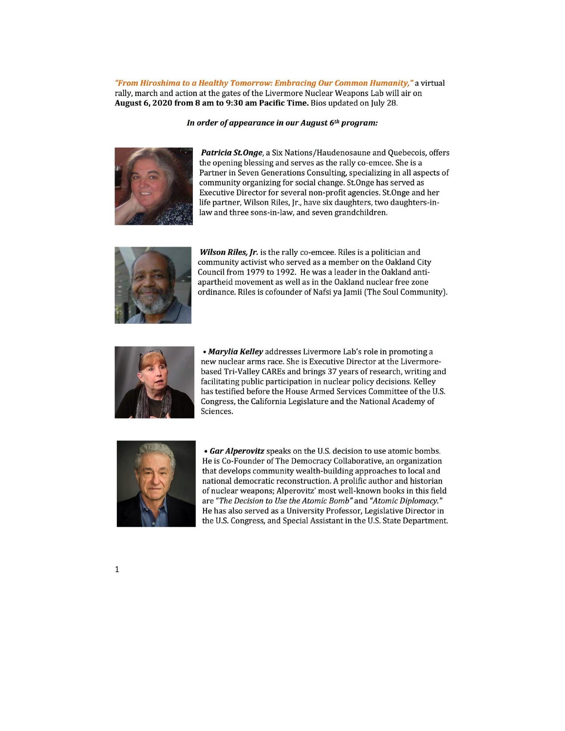*"From Hiroshima to a Healthy Tomorrow: Embracing Our Common Humanity,"* a virtual rally, march and action at the gates of the Livermore Nuclear Weapons Lab will air on **August 6, 2020 from 8 am to 9:30 am Pacific Time.** Bios updated on July 28.

***In order of appearance in our August 6th program:***

***Patricia St.Onge***, a Six Nations/Haudenosaune and Quebecois, offers the opening blessing and serves as the rally co-emcee. She is a Partner in Seven Generations Consulting, specializing in all aspects of community organizing for social change. St.Onge has served as Executive Director for several non-profit agencies. St.Onge and her life partner, Wilson Riles, Jr., have six daughters, two daughters-in-law and three sons-in-law, and seven grandchildren.

***Wilson Riles, Jr.*** is the rally co-emcee. Riles is a politician and community activist who served as a member on the Oakland City Council from 1979 to 1992. He was a leader in the Oakland anti-apartheid movement as well as in the Oakland nuclear free zone ordinance. Riles is cofounder of Nafsi ya Jamii (The Soul Community).

• ***Marylia Kelley*** addresses Livermore Lab's role in promoting a new nuclear arms race. She is Executive Director at the Livermore-based Tri-Valley CAREs and brings 37 years of research, writing and facilitating public participation in nuclear policy decisions. Kelley has testified before the House Armed Services Committee of the U.S. Congress, the California Legislature and the National Academy of Sciences.

• ***Gar Alperovitz*** speaks on the U.S. decision to use atomic bombs. He is Co-Founder of The Democracy Collaborative, an organization that develops community wealth-building approaches to local and national democratic reconstruction. A prolific author and historian of nuclear weapons; Alperovitz' most well-known books in this field are *"The Decision to Use the Atomic Bomb"* and *"Atomic Diplomacy."* He has also served as a University Professor, Legislative Director in the U.S. Congress, and Special Assistant in the U.S. State Department.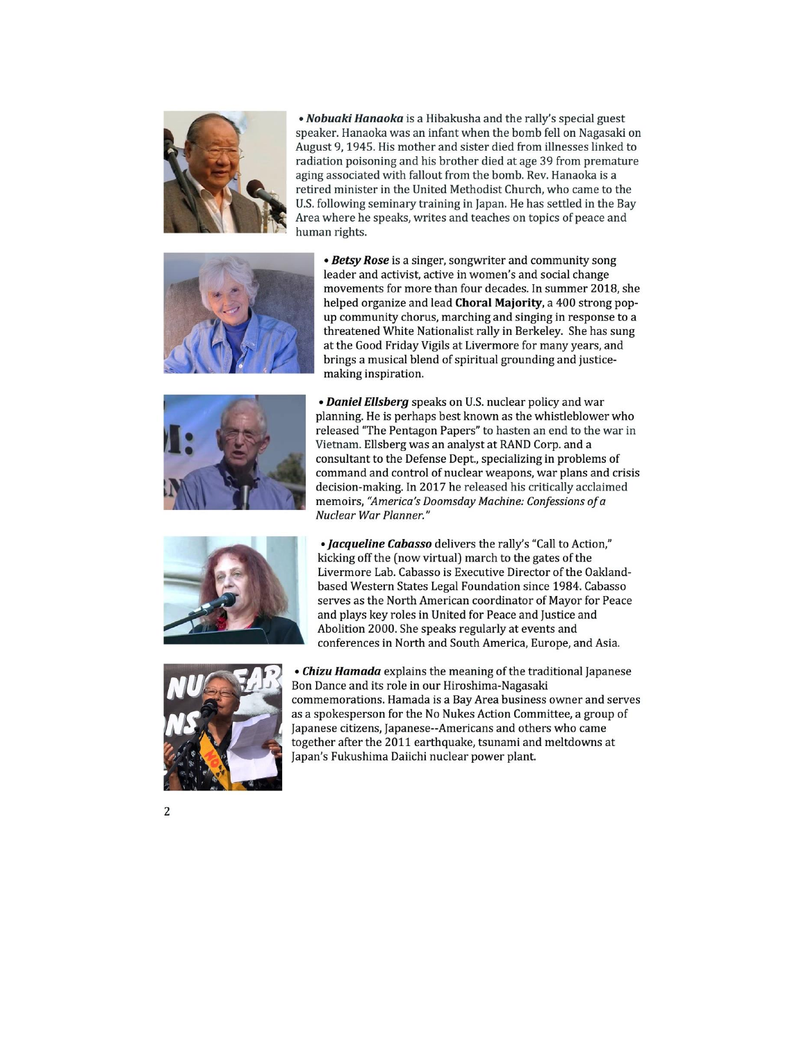- ***Nobuaki Hanaoka*** is a Hibakusha and the rally's special guest speaker. Hanaoka was an infant when the bomb fell on Nagasaki on August 9, 1945. His mother and sister died from illnesses linked to radiation poisoning and his brother died at age 39 from premature aging associated with fallout from the bomb. Rev. Hanaoka is a retired minister in the United Methodist Church, who came to the U.S. following seminary training in Japan. He has settled in the Bay Area where he speaks, writes and teaches on topics of peace and human rights.

- ***Betsy Rose*** is a singer, songwriter and community song leader and activist, active in women's and social change movements for more than four decades. In summer 2018, she helped organize and lead **Choral Majority**, a 400 strong pop-up community chorus, marching and singing in response to a threatened White Nationalist rally in Berkeley. She has sung at the Good Friday Vigils at Livermore for many years, and brings a musical blend of spiritual grounding and justice-making inspiration.

- ***Daniel Ellsberg*** speaks on U.S. nuclear policy and war planning. He is perhaps best known as the whistleblower who released "The Pentagon Papers" to hasten an end to the war in Vietnam. Ellsberg was an analyst at RAND Corp. and a consultant to the Defense Dept., specializing in problems of command and control of nuclear weapons, war plans and crisis decision-making. In 2017 he released his critically acclaimed memoirs, *"America's Doomsday Machine: Confessions of a Nuclear War Planner."*

- ***Jacqueline Cabasso*** delivers the rally's "Call to Action," kicking off the (now virtual) march to the gates of the Livermore Lab. Cabasso is Executive Director of the Oakland-based Western States Legal Foundation since 1984. Cabasso serves as the North American coordinator of Mayor for Peace and plays key roles in United for Peace and Justice and Abolition 2000. She speaks regularly at events and conferences in North and South America, Europe, and Asia.

- ***Chizu Hamada*** explains the meaning of the traditional Japanese Bon Dance and its role in our Hiroshima-Nagasaki commemorations. Hamada is a Bay Area business owner and serves as a spokesperson for the No Nukes Action Committee, a group of Japanese citizens, Japanese--Americans and others who came together after the 2011 earthquake, tsunami and meltdowns at Japan's Fukushima Daiichi nuclear power plant.